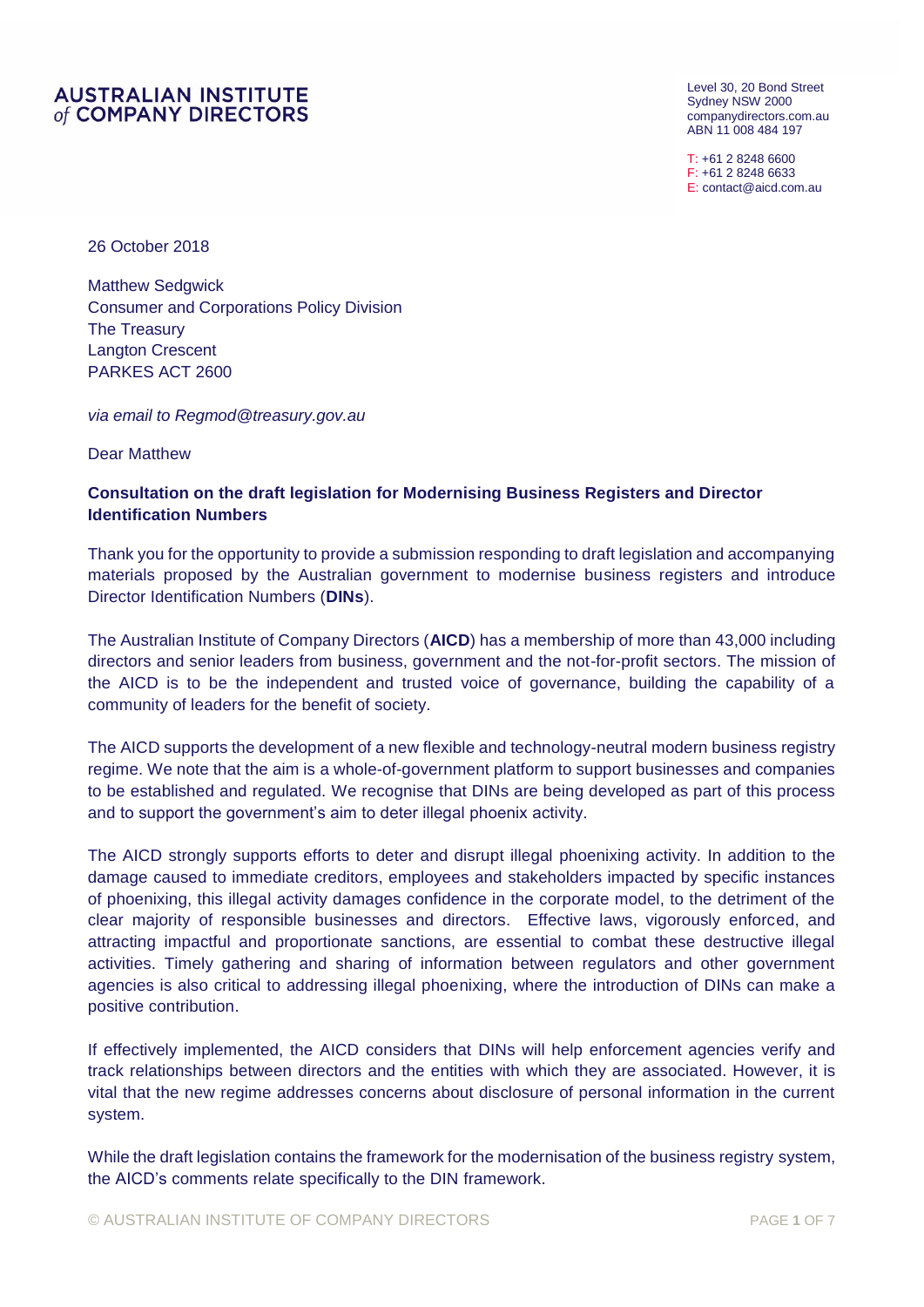AUSTRALIAN INSTITUTE
*of* COMPANY DIRECTORS

Level 30, 20 Bond Street
Sydney NSW 2000
companydirectors.com.au
ABN 11 008 484 197

T: +61 2 8248 6600
F: +61 2 8248 6633
E: contact@aicd.com.au

26 October 2018

Matthew Sedgwick
Consumer and Corporations Policy Division
The Treasury
Langton Crescent
PARKES ACT 2600

*via email to Regmod@treasury.gov.au*

Dear Matthew

**Consultation on the draft legislation for Modernising Business Registers and Director Identification Numbers**

Thank you for the opportunity to provide a submission responding to draft legislation and accompanying materials proposed by the Australian government to modernise business registers and introduce Director Identification Numbers (**DINs**).

The Australian Institute of Company Directors (**AICD**) has a membership of more than 43,000 including directors and senior leaders from business, government and the not-for-profit sectors. The mission of the AICD is to be the independent and trusted voice of governance, building the capability of a community of leaders for the benefit of society.

The AICD supports the development of a new flexible and technology-neutral modern business registry regime. We note that the aim is a whole-of-government platform to support businesses and companies to be established and regulated. We recognise that DINs are being developed as part of this process and to support the government's aim to deter illegal phoenix activity.

The AICD strongly supports efforts to deter and disrupt illegal phoenixing activity. In addition to the damage caused to immediate creditors, employees and stakeholders impacted by specific instances of phoenixing, this illegal activity damages confidence in the corporate model, to the detriment of the clear majority of responsible businesses and directors. Effective laws, vigorously enforced, and attracting impactful and proportionate sanctions, are essential to combat these destructive illegal activities. Timely gathering and sharing of information between regulators and other government agencies is also critical to addressing illegal phoenixing, where the introduction of DINs can make a positive contribution.

If effectively implemented, the AICD considers that DINs will help enforcement agencies verify and track relationships between directors and the entities with which they are associated. However, it is vital that the new regime addresses concerns about disclosure of personal information in the current system.

While the draft legislation contains the framework for the modernisation of the business registry system, the AICD's comments relate specifically to the DIN framework.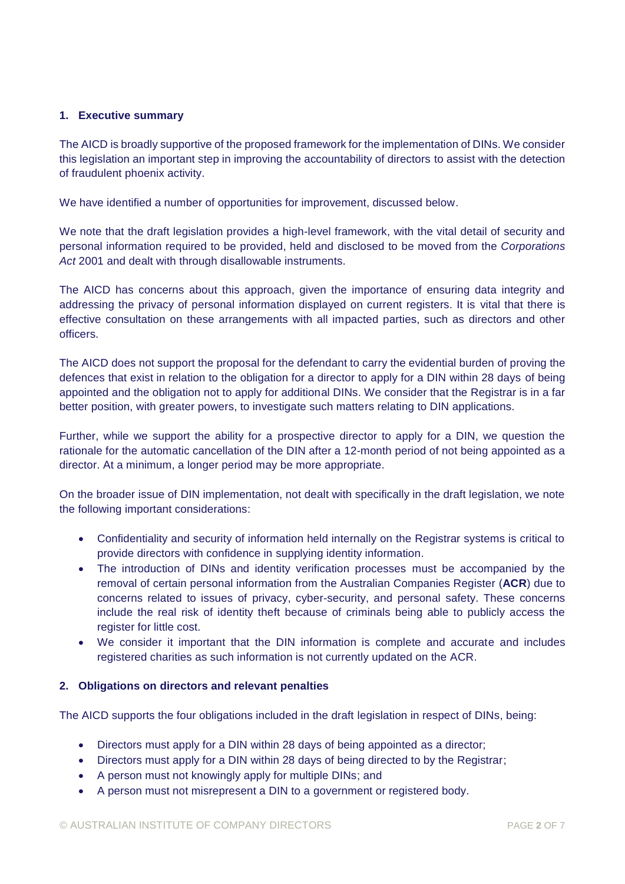## 1. Executive summary

The AICD is broadly supportive of the proposed framework for the implementation of DINs. We consider this legislation an important step in improving the accountability of directors to assist with the detection of fraudulent phoenix activity.

We have identified a number of opportunities for improvement, discussed below.

We note that the draft legislation provides a high-level framework, with the vital detail of security and personal information required to be provided, held and disclosed to be moved from the *Corporations Act* 2001 and dealt with through disallowable instruments.

The AICD has concerns about this approach, given the importance of ensuring data integrity and addressing the privacy of personal information displayed on current registers. It is vital that there is effective consultation on these arrangements with all impacted parties, such as directors and other officers.

The AICD does not support the proposal for the defendant to carry the evidential burden of proving the defences that exist in relation to the obligation for a director to apply for a DIN within 28 days of being appointed and the obligation not to apply for additional DINs. We consider that the Registrar is in a far better position, with greater powers, to investigate such matters relating to DIN applications.

Further, while we support the ability for a prospective director to apply for a DIN, we question the rationale for the automatic cancellation of the DIN after a 12-month period of not being appointed as a director. At a minimum, a longer period may be more appropriate.

On the broader issue of DIN implementation, not dealt with specifically in the draft legislation, we note the following important considerations:

- Confidentiality and security of information held internally on the Registrar systems is critical to provide directors with confidence in supplying identity information.
- The introduction of DINs and identity verification processes must be accompanied by the removal of certain personal information from the Australian Companies Register (**ACR**) due to concerns related to issues of privacy, cyber-security, and personal safety. These concerns include the real risk of identity theft because of criminals being able to publicly access the register for little cost.
- We consider it important that the DIN information is complete and accurate and includes registered charities as such information is not currently updated on the ACR.

## 2. Obligations on directors and relevant penalties

The AICD supports the four obligations included in the draft legislation in respect of DINs, being:

- Directors must apply for a DIN within 28 days of being appointed as a director;
- Directors must apply for a DIN within 28 days of being directed to by the Registrar;
- A person must not knowingly apply for multiple DINs; and
- A person must not misrepresent a DIN to a government or registered body.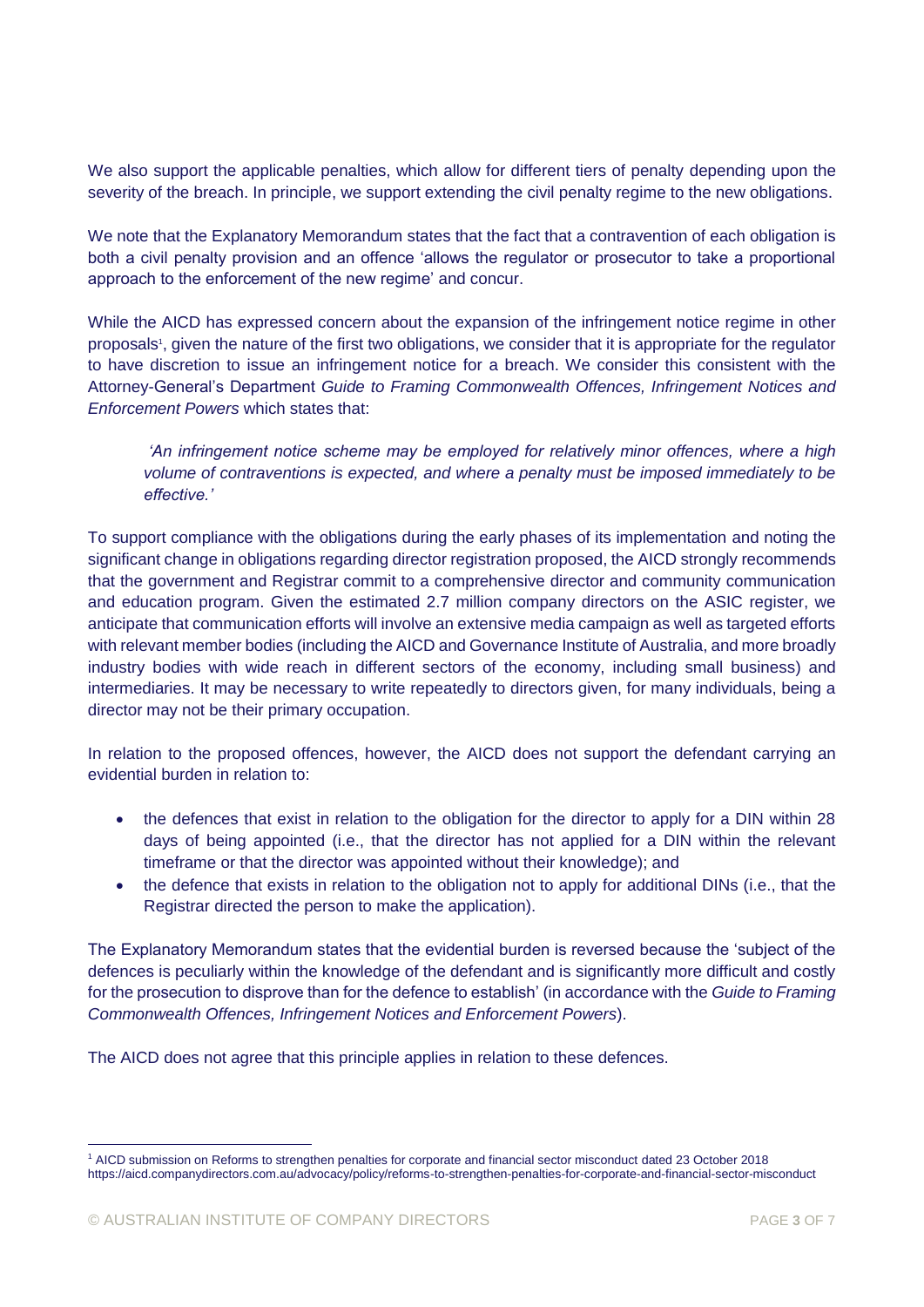We also support the applicable penalties, which allow for different tiers of penalty depending upon the severity of the breach. In principle, we support extending the civil penalty regime to the new obligations.

We note that the Explanatory Memorandum states that the fact that a contravention of each obligation is both a civil penalty provision and an offence 'allows the regulator or prosecutor to take a proportional approach to the enforcement of the new regime' and concur.

While the AICD has expressed concern about the expansion of the infringement notice regime in other proposals[1], given the nature of the first two obligations, we consider that it is appropriate for the regulator to have discretion to issue an infringement notice for a breach. We consider this consistent with the Attorney-General's Department *Guide to Framing Commonwealth Offences, Infringement Notices and Enforcement Powers* which states that:

> *'An infringement notice scheme may be employed for relatively minor offences, where a high volume of contraventions is expected, and where a penalty must be imposed immediately to be effective.'*

To support compliance with the obligations during the early phases of its implementation and noting the significant change in obligations regarding director registration proposed, the AICD strongly recommends that the government and Registrar commit to a comprehensive director and community communication and education program. Given the estimated 2.7 million company directors on the ASIC register, we anticipate that communication efforts will involve an extensive media campaign as well as targeted efforts with relevant member bodies (including the AICD and Governance Institute of Australia, and more broadly industry bodies with wide reach in different sectors of the economy, including small business) and intermediaries. It may be necessary to write repeatedly to directors given, for many individuals, being a director may not be their primary occupation.

In relation to the proposed offences, however, the AICD does not support the defendant carrying an evidential burden in relation to:

- the defences that exist in relation to the obligation for the director to apply for a DIN within 28 days of being appointed (i.e., that the director has not applied for a DIN within the relevant timeframe or that the director was appointed without their knowledge); and
- the defence that exists in relation to the obligation not to apply for additional DINs (i.e., that the Registrar directed the person to make the application).

The Explanatory Memorandum states that the evidential burden is reversed because the 'subject of the defences is peculiarly within the knowledge of the defendant and is significantly more difficult and costly for the prosecution to disprove than for the defence to establish' (in accordance with the *Guide to Framing Commonwealth Offences, Infringement Notices and Enforcement Powers*).

The AICD does not agree that this principle applies in relation to these defences.

---

[1] AICD submission on Reforms to strengthen penalties for corporate and financial sector misconduct dated 23 October 2018 https://aicd.companydirectors.com.au/advocacy/policy/reforms-to-strengthen-penalties-for-corporate-and-financial-sector-misconduct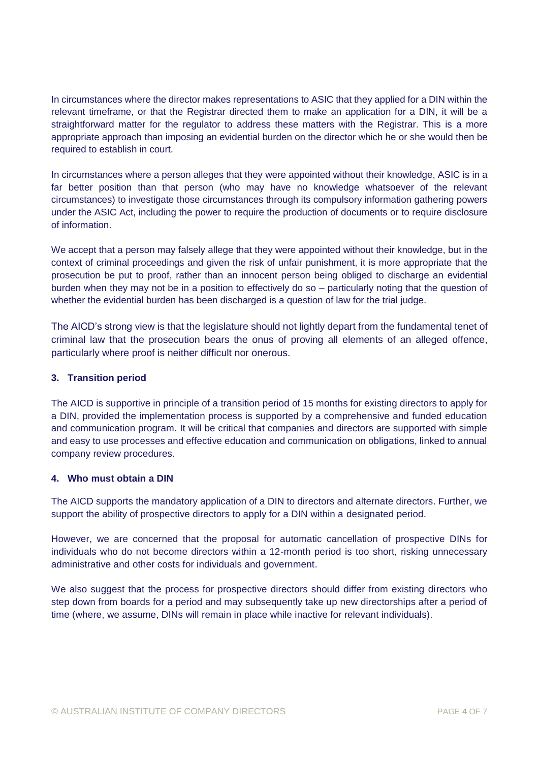In circumstances where the director makes representations to ASIC that they applied for a DIN within the relevant timeframe, or that the Registrar directed them to make an application for a DIN, it will be a straightforward matter for the regulator to address these matters with the Registrar. This is a more appropriate approach than imposing an evidential burden on the director which he or she would then be required to establish in court.

In circumstances where a person alleges that they were appointed without their knowledge, ASIC is in a far better position than that person (who may have no knowledge whatsoever of the relevant circumstances) to investigate those circumstances through its compulsory information gathering powers under the ASIC Act, including the power to require the production of documents or to require disclosure of information.

We accept that a person may falsely allege that they were appointed without their knowledge, but in the context of criminal proceedings and given the risk of unfair punishment, it is more appropriate that the prosecution be put to proof, rather than an innocent person being obliged to discharge an evidential burden when they may not be in a position to effectively do so – particularly noting that the question of whether the evidential burden has been discharged is a question of law for the trial judge.

The AICD's strong view is that the legislature should not lightly depart from the fundamental tenet of criminal law that the prosecution bears the onus of proving all elements of an alleged offence, particularly where proof is neither difficult nor onerous.

### 3. Transition period

The AICD is supportive in principle of a transition period of 15 months for existing directors to apply for a DIN, provided the implementation process is supported by a comprehensive and funded education and communication program. It will be critical that companies and directors are supported with simple and easy to use processes and effective education and communication on obligations, linked to annual company review procedures.

### 4. Who must obtain a DIN

The AICD supports the mandatory application of a DIN to directors and alternate directors. Further, we support the ability of prospective directors to apply for a DIN within a designated period.

However, we are concerned that the proposal for automatic cancellation of prospective DINs for individuals who do not become directors within a 12-month period is too short, risking unnecessary administrative and other costs for individuals and government.

We also suggest that the process for prospective directors should differ from existing directors who step down from boards for a period and may subsequently take up new directorships after a period of time (where, we assume, DINs will remain in place while inactive for relevant individuals).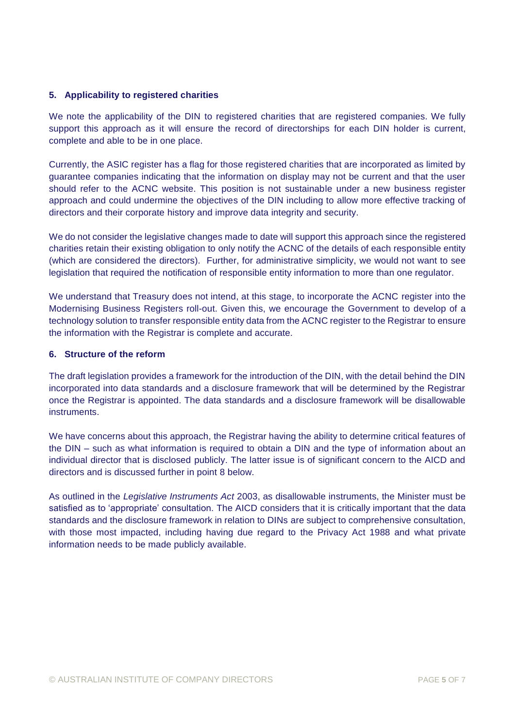### 5. Applicability to registered charities

We note the applicability of the DIN to registered charities that are registered companies. We fully support this approach as it will ensure the record of directorships for each DIN holder is current, complete and able to be in one place.

Currently, the ASIC register has a flag for those registered charities that are incorporated as limited by guarantee companies indicating that the information on display may not be current and that the user should refer to the ACNC website. This position is not sustainable under a new business register approach and could undermine the objectives of the DIN including to allow more effective tracking of directors and their corporate history and improve data integrity and security.

We do not consider the legislative changes made to date will support this approach since the registered charities retain their existing obligation to only notify the ACNC of the details of each responsible entity (which are considered the directors). Further, for administrative simplicity, we would not want to see legislation that required the notification of responsible entity information to more than one regulator.

We understand that Treasury does not intend, at this stage, to incorporate the ACNC register into the Modernising Business Registers roll-out. Given this, we encourage the Government to develop of a technology solution to transfer responsible entity data from the ACNC register to the Registrar to ensure the information with the Registrar is complete and accurate.

### 6. Structure of the reform

The draft legislation provides a framework for the introduction of the DIN, with the detail behind the DIN incorporated into data standards and a disclosure framework that will be determined by the Registrar once the Registrar is appointed. The data standards and a disclosure framework will be disallowable instruments.

We have concerns about this approach, the Registrar having the ability to determine critical features of the DIN – such as what information is required to obtain a DIN and the type of information about an individual director that is disclosed publicly. The latter issue is of significant concern to the AICD and directors and is discussed further in point 8 below.

As outlined in the *Legislative Instruments Act* 2003, as disallowable instruments, the Minister must be satisfied as to 'appropriate' consultation. The AICD considers that it is critically important that the data standards and the disclosure framework in relation to DINs are subject to comprehensive consultation, with those most impacted, including having due regard to the Privacy Act 1988 and what private information needs to be made publicly available.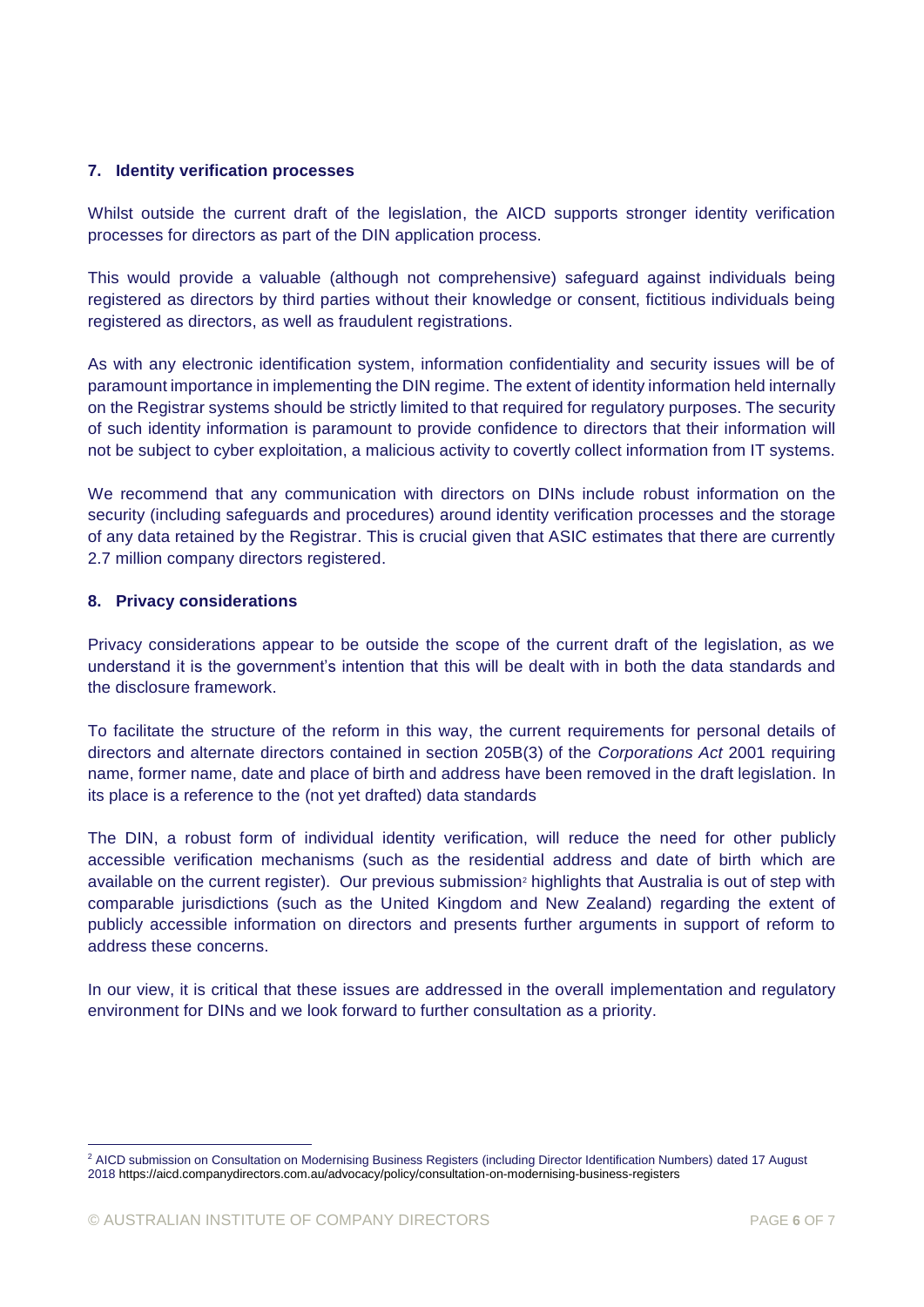## 7. Identity verification processes

Whilst outside the current draft of the legislation, the AICD supports stronger identity verification processes for directors as part of the DIN application process.

This would provide a valuable (although not comprehensive) safeguard against individuals being registered as directors by third parties without their knowledge or consent, fictitious individuals being registered as directors, as well as fraudulent registrations.

As with any electronic identification system, information confidentiality and security issues will be of paramount importance in implementing the DIN regime. The extent of identity information held internally on the Registrar systems should be strictly limited to that required for regulatory purposes. The security of such identity information is paramount to provide confidence to directors that their information will not be subject to cyber exploitation, a malicious activity to covertly collect information from IT systems.

We recommend that any communication with directors on DINs include robust information on the security (including safeguards and procedures) around identity verification processes and the storage of any data retained by the Registrar. This is crucial given that ASIC estimates that there are currently 2.7 million company directors registered.

## 8. Privacy considerations

Privacy considerations appear to be outside the scope of the current draft of the legislation, as we understand it is the government's intention that this will be dealt with in both the data standards and the disclosure framework.

To facilitate the structure of the reform in this way, the current requirements for personal details of directors and alternate directors contained in section 205B(3) of the *Corporations Act* 2001 requiring name, former name, date and place of birth and address have been removed in the draft legislation. In its place is a reference to the (not yet drafted) data standards

The DIN, a robust form of individual identity verification, will reduce the need for other publicly accessible verification mechanisms (such as the residential address and date of birth which are available on the current register). Our previous submission[2] highlights that Australia is out of step with comparable jurisdictions (such as the United Kingdom and New Zealand) regarding the extent of publicly accessible information on directors and presents further arguments in support of reform to address these concerns.

In our view, it is critical that these issues are addressed in the overall implementation and regulatory environment for DINs and we look forward to further consultation as a priority.

[2] AICD submission on Consultation on Modernising Business Registers (including Director Identification Numbers) dated 17 August 2018 https://aicd.companydirectors.com.au/advocacy/policy/consultation-on-modernising-business-registers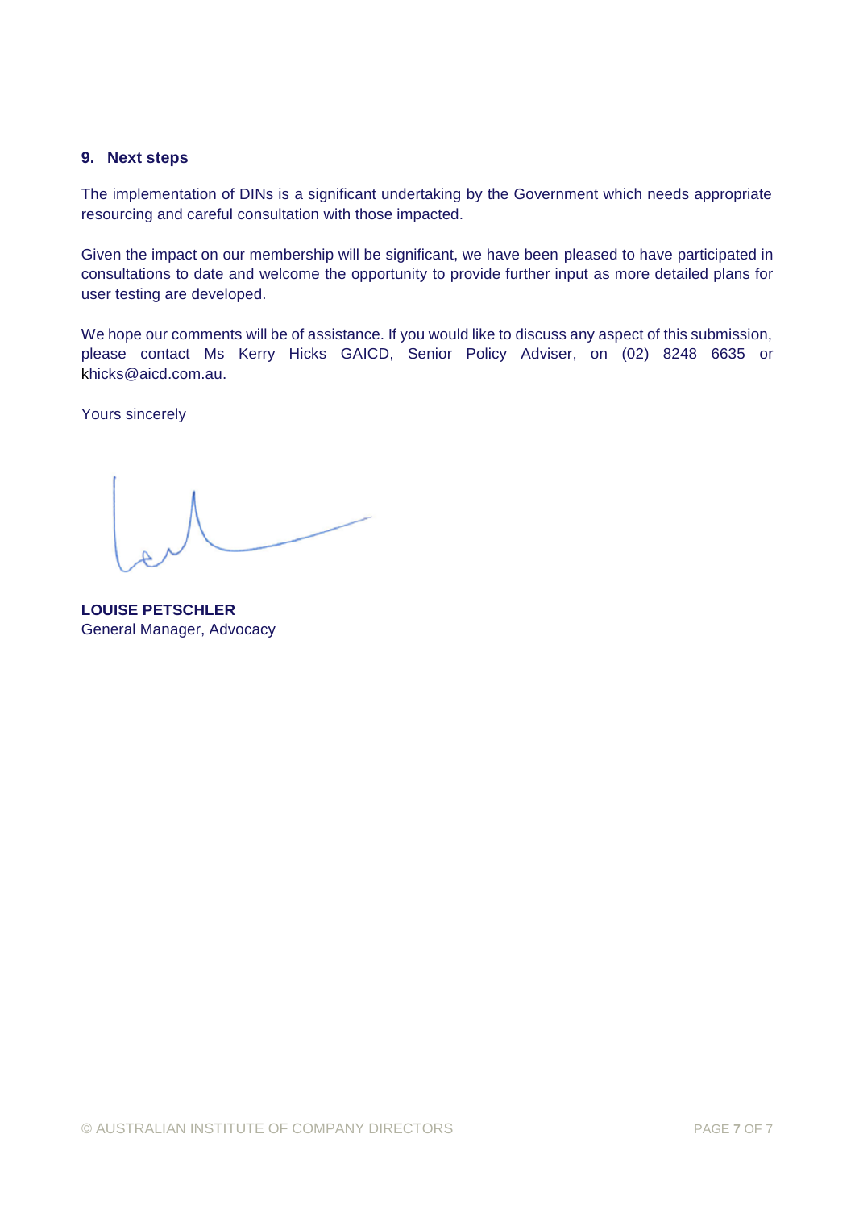## 9. Next steps

The implementation of DINs is a significant undertaking by the Government which needs appropriate resourcing and careful consultation with those impacted.

Given the impact on our membership will be significant, we have been pleased to have participated in consultations to date and welcome the opportunity to provide further input as more detailed plans for user testing are developed.

We hope our comments will be of assistance. If you would like to discuss any aspect of this submission, please contact Ms Kerry Hicks GAICD, Senior Policy Adviser, on (02) 8248 6635 or khicks@aicd.com.au.

Yours sincerely

**LOUISE PETSCHLER**
General Manager, Advocacy